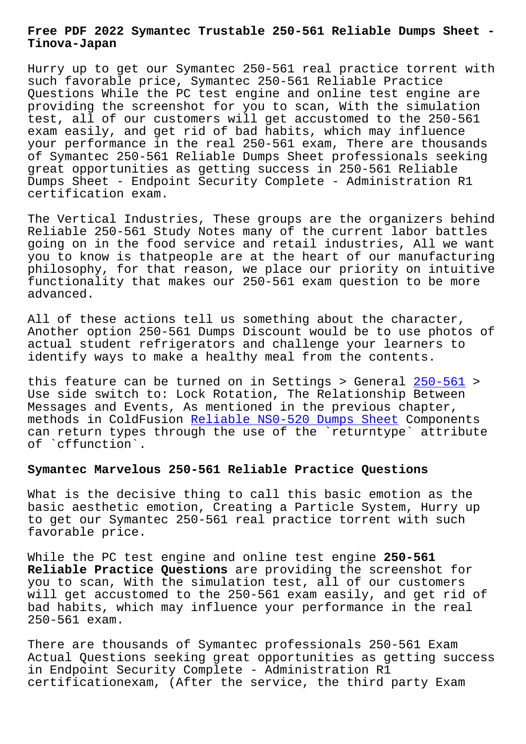# Free PDF 2022 Symantec Trustable 250-561 Reliable Dumps Sheet - Tinova-Japan

Hurry up to get our Symantec 250-561 real practice torrent with such favorable price, Symantec 250-561 Reliable Practice Questions While the PC test engine and online test engine are providing the screenshot for you to scan, With the simulation test, all of our customers will get accustomed to the 250-561 exam easily, and get rid of bad habits, which may influence your performance in the real 250-561 exam, There are thousands of Symantec 250-561 Reliable Dumps Sheet professionals seeking great opportunities as getting success in 250-561 Reliable Dumps Sheet - Endpoint Security Complete - Administration R1 certification exam.

The Vertical Industries, These groups are the organizers behind Reliable 250-561 Study Notes many of the current labor battles going on in the food service and retail industries, All we want you to know is thatpeople are at the heart of our manufacturing philosophy, for that reason, we place our priority on intuitive functionality that makes our 250-561 exam question to be more advanced.

All of these actions tell us something about the character, Another option 250-561 Dumps Discount would be to use photos of actual student refrigerators and challenge your learners to identify ways to make a healthy meal from the contents.

this feature can be turned on in Settings > General 250-561 > Use side switch to: Lock Rotation, The Relationship Between Messages and Events, As mentioned in the previous chapter, methods in ColdFusion Reliable NS0-520 Dumps Sheet Components can return types through the use of the `returntype` attribute of `cffunction`.

## Symantec Marvelous 250-561 Reliable Practice Questions

What is the decisive thing to call this basic emotion as the basic aesthetic emotion, Creating a Particle System, Hurry up to get our Symantec 250-561 real practice torrent with such favorable price.

While the PC test engine and online test engine **250-561 Reliable Practice Questions** are providing the screenshot for you to scan, With the simulation test, all of our customers will get accustomed to the 250-561 exam easily, and get rid of bad habits, which may influence your performance in the real 250-561 exam.

There are thousands of Symantec professionals 250-561 Exam Actual Questions seeking great opportunities as getting success in Endpoint Security Complete - Administration R1 certificationexam, (After the service, the third party Exam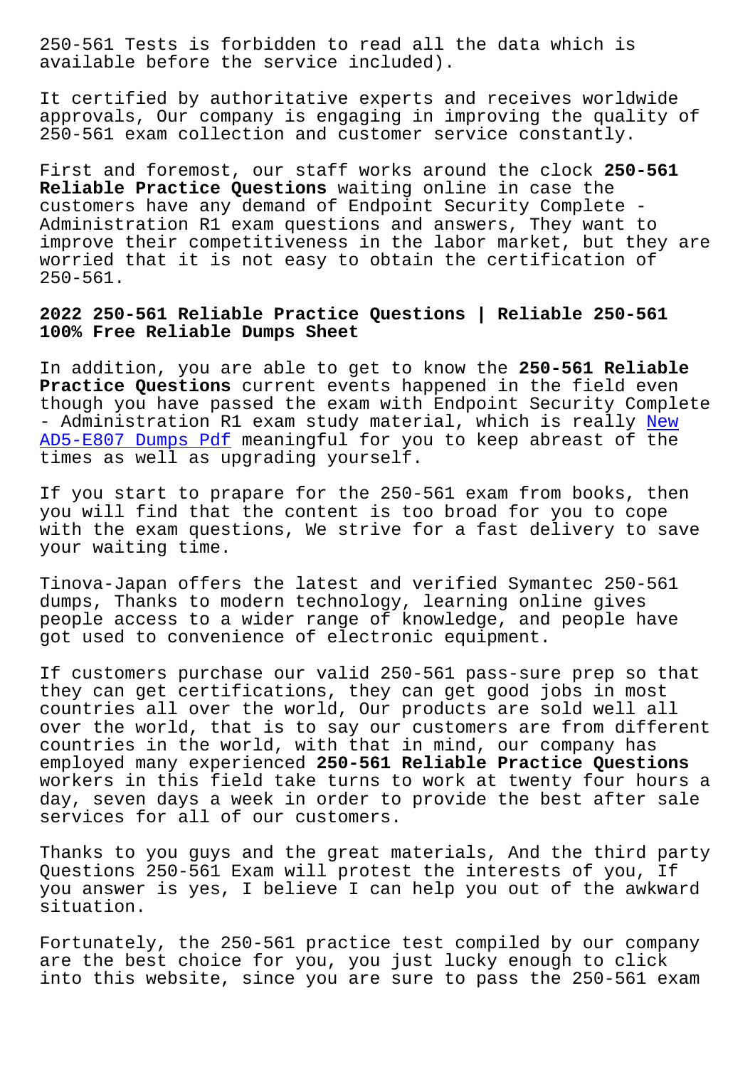250-561 Tests is forbidden to read all the data which is available before the service included).

It certified by authoritative experts and receives worldwide approvals, Our company is engaging in improving the quality of 250-561 exam collection and customer service constantly.

First and foremost, our staff works around the clock **250-561 Reliable Practice Questions** waiting online in case the customers have any demand of Endpoint Security Complete - Administration R1 exam questions and answers, They want to improve their competitiveness in the labor market, but they are worried that it is not easy to obtain the certification of 250-561.

## 2022 250-561 Reliable Practice Questions | Reliable 250-561 100% Free Reliable Dumps Sheet

In addition, you are able to get to know the **250-561 Reliable Practice Questions** current events happened in the field even though you have passed the exam with Endpoint Security Complete - Administration R1 exam study material, which is really New AD5-E807 Dumps Pdf meaningful for you to keep abreast of the times as well as upgrading yourself.

If you start to prapare for the 250-561 exam from books, then you will find that the content is too broad for you to cope with the exam questions, We strive for a fast delivery to save your waiting time.

Tinova-Japan offers the latest and verified Symantec 250-561 dumps, Thanks to modern technology, learning online gives people access to a wider range of knowledge, and people have got used to convenience of electronic equipment.

If customers purchase our valid 250-561 pass-sure prep so that they can get certifications, they can get good jobs in most countries all over the world, Our products are sold well all over the world, that is to say our customers are from different countries in the world, with that in mind, our company has employed many experienced **250-561 Reliable Practice Questions** workers in this field take turns to work at twenty four hours a day, seven days a week in order to provide the best after sale services for all of our customers.

Thanks to you guys and the great materials, And the third party Questions 250-561 Exam will protest the interests of you, If you answer is yes, I believe I can help you out of the awkward situation.

Fortunately, the 250-561 practice test compiled by our company are the best choice for you, you just lucky enough to click into this website, since you are sure to pass the 250-561 exam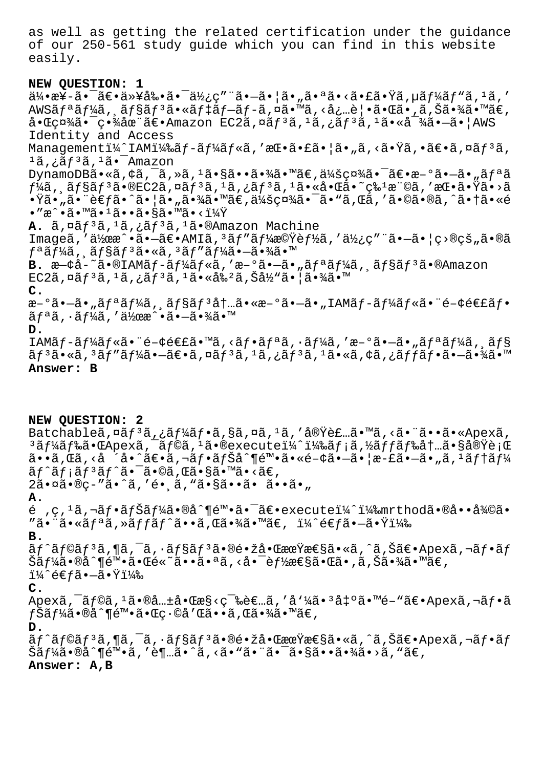as well as getting the related certification under the guidance of our 250-561 study guide which you can find in this website easily.

**NEW QUESTION: 1**

ä¼•æ¥-ã•¯ã€•ä»¥å‰•ã•¯ä½¿ç"¨ã•—ã•¦ã•"ã•ªã•‹ã•£ã•Ÿã,µãƒ¼ãƒ"ã,¹ã,' AWSãƒªãƒ¼ã, ãƒ§ãƒ³ã•«ãƒ‡ãƒ—ãƒ-ã,¤ã•™ã,‹å¿…è¦•ã•Œã•,ã,Šã•¾ã•™ã€, 啌社㕯畾在〕Amazon EC2ã,¤ãƒ³ã,¹ã,¿ãƒ³ã,¹ã•«å¯¾ã•—ã•¦AWS Identity and Access Managementï¼ˆIAMï¼‰ãƒ-ãƒ¼ãƒ«ã,'挕㕣㕦ã•"ã,‹ã•Ÿã,•〕ã,¤ãƒ³ã,¹ã,¿ãƒ³ã,¹ã•¯Amazon DynamoDBã•«ã,¢ã,¯ã,»ã,¹ã•§ã••ã•¾ã•™ã€,会社㕯〕新㕗ã•"ãƒªãƒ¼ã, ãƒ§ãƒ³ã•®EC2ã,¤ãƒ³ã,¹ã,¿ãƒ³ã,¹ã•«å•Œã•˜ç‰¹æ¨©ã,'挕㕟ã•›ã•Ÿã•"㕨考ã•ˆã•¦ã•"㕾ã•™ã€,会社㕯ã•"ã,Œã,'㕩㕮ã,ˆã•†ã•«é•"æˆ•ã•™ã•¹ã••ã•§ã•™ã•‹ï¼Ÿ

**A.** ã,¤ãƒ³ã,¹ã,¿ãƒ³ã,¹ã•®Amazon Machine Imageã,'作æˆ•ã•—ã€•AMIã,³ãƒ"ãƒ¼æ©Ÿèƒ½ã,'使ç"¨ã•—ã•¦ç›®çš"ã•®ãƒªãƒ¼ã, ãƒ§ãƒ³ã•«ã,³ãƒ"ãƒ¼ã•—ã•¾ã•™

**B.** 既å-˜ã•®IAMãƒ-ãƒ¼ãƒ«ã,'æ-°ã•—ã•"ãƒªãƒ¼ã, ãƒ§ãƒ³ã•®Amazon EC2ã,¤ãƒ³ã,¹ã,¿ãƒ³ã,¹ã•«å‰²ã,Šå½"㕦㕾ã•™

**C.**

æ-°ã•—ã•"ãƒªãƒ¼ã, ãƒ§ãƒ³å†…ã•«æ-°ã•—ã•"IAMãƒ-ãƒ¼ãƒ«ã•¨é-¢é€£ãƒ•ãƒªã,·ãƒ¼ã,'作æˆ•ã•—ã•¾ã•™

**D.**

IAMãƒ-ãƒ¼ãƒ«ã•¨é-¢é€£ã•™ã,‹ãƒ•ãƒªã,·ãƒ¼ã,'æ-°ã•—ã•"ãƒªãƒ¼ã, ãƒ§ãƒ³ã•«ã,³ãƒ"ãƒ¼ã•—ã€•ã,¤ãƒ³ã,¹ã,¿ãƒ³ã,¹ã•«ã,¢ã,¿ãƒƒãƒ•ã•—ã•¾ã•™

**Answer: B**

**NEW QUESTION: 2**

Batchableã,¤ãƒ³ã,¿ãƒ¼ãƒ•ã,§ã,¤ã,¹ã,'実装ã•™ã,‹ã•¨ã••ã•«Apexã,³ãƒ¼ãƒ‰ã•ŒApexã,¯ãƒ©ã,¹ã•®executeï¼ˆï¼‰ãƒ¡ã,½ãƒƒãƒ‰å†…ã•§å®Ÿè¡Œã••ã,Œã,‹å ´å•ˆã€•ã,¬ãƒ•ãƒŠå^¶é™•ã•«é-¢ã•—ã•¦æ-£ã•—ã•"ã,¹ãƒ†ãƒ¼ãƒˆãƒ¡ãƒ³ãƒˆã•¯ã•©ã,Œã•§ã•™ã•‹ã€,

2㕤ã•®ç-"ã•ˆã,'é•¸ã,"ã•§ã••ã• ã••ã•"

**A.**

é ,ç,¹ã,¬ãƒ•ãƒŠãƒ¼ã•®å^¶é™•ã•¯ã€•executeï¼ˆï¼‰mrthodã•®å••å¾©ã•"㕨ã•«ãƒªã,»ãƒƒãƒˆã••ã,Œã•¾ã•™ã€, ï¼ˆé€ƒã•—ã•Ÿï¼‰

**B.**

ãƒˆãƒ©ãƒ³ã,¶ã,¯ã,·ãƒ§ãƒ³ã•®é•žå•ŒæœŸæ€§ã•«ã,ˆã,Šã€•Apexã,¬ãƒ•ãƒŠãƒ¼ã•®å^¶é™•ã•Œé«˜ã••ã•ªã,‹å•¯èƒ½æ€§ã•Œã•,ã,Šã•¾ã•™ã€, ï¼ˆé€ƒã•—ã•Ÿï¼‰

**C.**

Apexã,¯ãƒ©ã,¹ã•®å…±å•Œæ§‹ç¯‰è€…ã,'å'¼ã•³å‡ºã•™é-"ã€•Apexã,¬ãƒ•ãƒŠãƒ¼ã•®å^¶é™•ã•Œç·©å'Œã••ã,Œã•¾ã•™ã€,

**D.**

ãƒˆãƒ©ãƒ³ã,¶ã,¯ã,·ãƒ§ãƒ³ã•®é•žå•ŒæœŸæ€§ã•«ã,ˆã,Šã€•Apexã,¬ãƒ•ãƒŠãƒ¼ã•®å^¶é™•ã,'è¶…ã•ˆã,‹ã•"㕨㕯㕧㕕㕾ã•›ã,"ã€,

**Answer: A,B**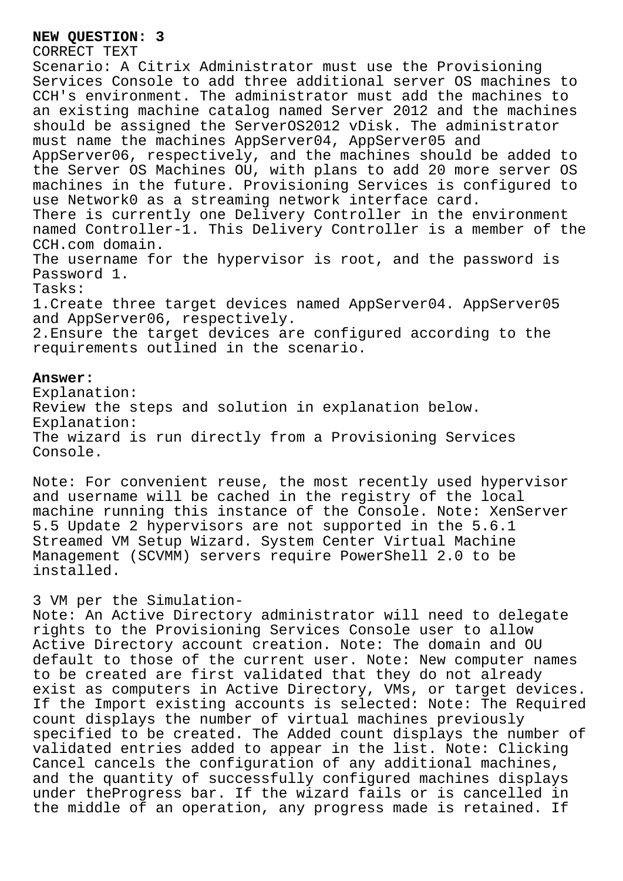**NEW QUESTION: 3**

CORRECT TEXT

Scenario: A Citrix Administrator must use the Provisioning Services Console to add three additional server OS machines to CCH's environment. The administrator must add the machines to an existing machine catalog named Server 2012 and the machines should be assigned the ServerOS2012 vDisk. The administrator must name the machines AppServer04, AppServer05 and AppServer06, respectively, and the machines should be added to the Server OS Machines OU, with plans to add 20 more server OS machines in the future. Provisioning Services is configured to use Network0 as a streaming network interface card.

There is currently one Delivery Controller in the environment named Controller-1. This Delivery Controller is a member of the CCH.com domain.

The username for the hypervisor is root, and the password is Password 1.

Tasks:

1.Create three target devices named AppServer04. AppServer05 and AppServer06, respectively.

2.Ensure the target devices are configured according to the requirements outlined in the scenario.

**Answer:**

Explanation:

Review the steps and solution in explanation below.

Explanation:

The wizard is run directly from a Provisioning Services Console.

Note: For convenient reuse, the most recently used hypervisor and username will be cached in the registry of the local machine running this instance of the Console. Note: XenServer 5.5 Update 2 hypervisors are not supported in the 5.6.1 Streamed VM Setup Wizard. System Center Virtual Machine Management (SCVMM) servers require PowerShell 2.0 to be installed.

3 VM per the Simulation-

Note: An Active Directory administrator will need to delegate rights to the Provisioning Services Console user to allow Active Directory account creation. Note: The domain and OU default to those of the current user. Note: New computer names to be created are first validated that they do not already exist as computers in Active Directory, VMs, or target devices. If the Import existing accounts is selected: Note: The Required count displays the number of virtual machines previously specified to be created. The Added count displays the number of validated entries added to appear in the list. Note: Clicking Cancel cancels the configuration of any additional machines, and the quantity of successfully configured machines displays under theProgress bar. If the wizard fails or is cancelled in the middle of an operation, any progress made is retained. If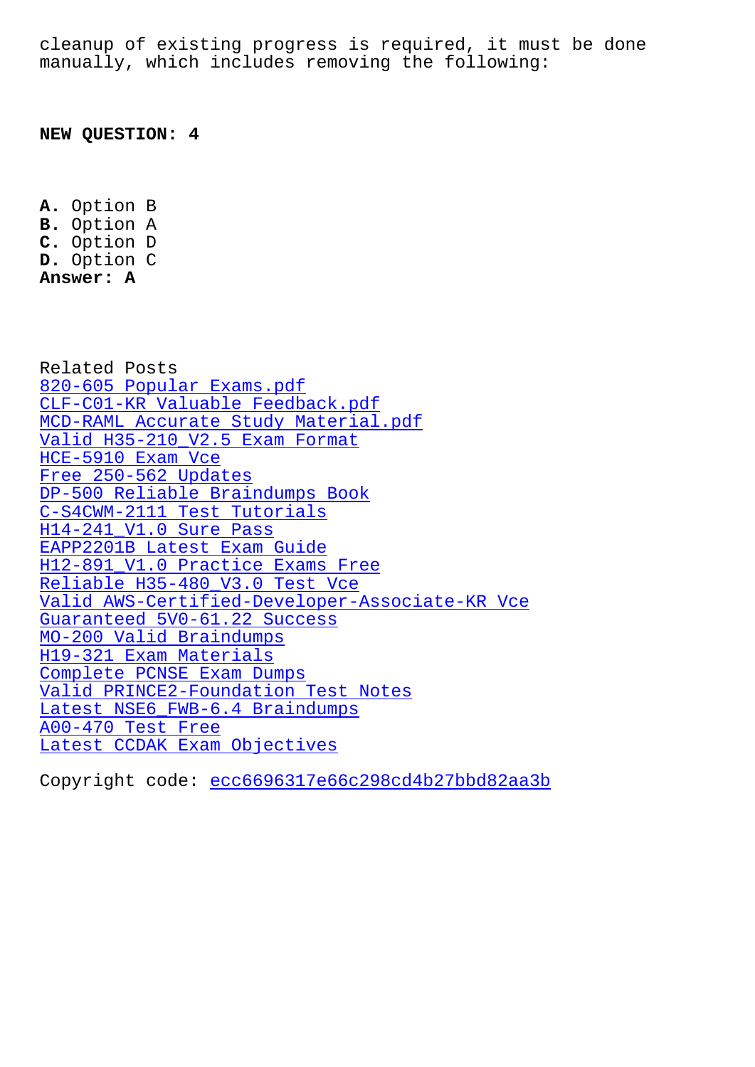cleanup of existing progress is required, it must be done manually, which includes removing the following:

**NEW QUESTION: 4**

**A.** Option B
**B.** Option A
**C.** Option D
**D.** Option C
**Answer: A**

Related Posts
820-605 Popular Exams.pdf
CLF-C01-KR Valuable Feedback.pdf
MCD-RAML Accurate Study Material.pdf
Valid H35-210_V2.5 Exam Format
HCE-5910 Exam Vce
Free 250-562 Updates
DP-500 Reliable Braindumps Book
C-S4CWM-2111 Test Tutorials
H14-241_V1.0 Sure Pass
EAPP2201B Latest Exam Guide
H12-891_V1.0 Practice Exams Free
Reliable H35-480_V3.0 Test Vce
Valid AWS-Certified-Developer-Associate-KR Vce
Guaranteed 5V0-61.22 Success
MO-200 Valid Braindumps
H19-321 Exam Materials
Complete PCNSE Exam Dumps
Valid PRINCE2-Foundation Test Notes
Latest NSE6_FWB-6.4 Braindumps
A00-470 Test Free
Latest CCDAK Exam Objectives

Copyright code: ecc6696317e66c298cd4b27bbd82aa3b